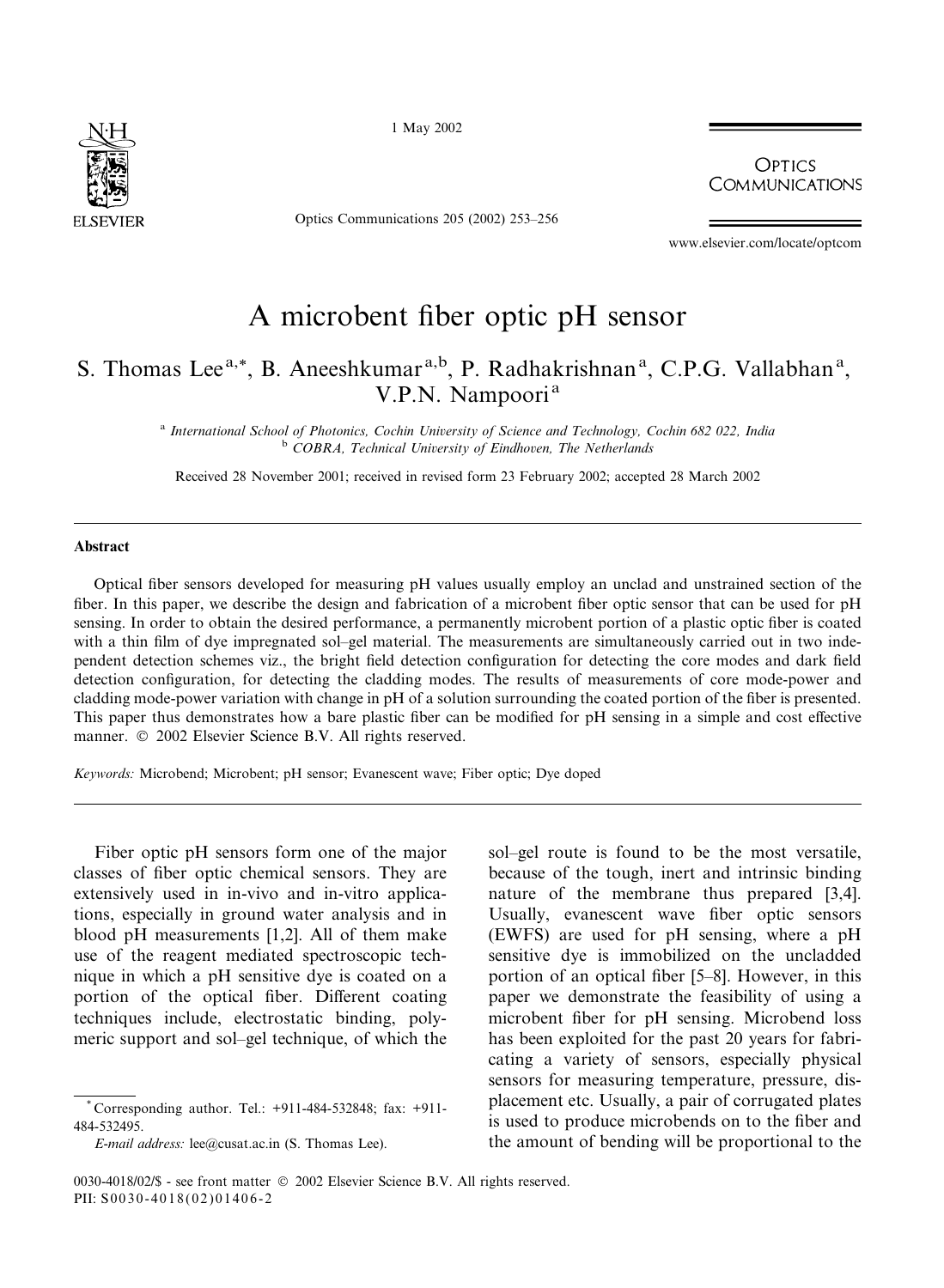# A microbent fiber optic pH sensor

S. Thomas Lee [a,*], B. Aneeshkumar [a,b], P. Radhakrishnan [a], C.P.G. Vallabhan [a], V.P.N. Nampoori [a]

[a] International School of Photonics, Cochin University of Science and Technology, Cochin 682 022, India
[b] COBRA, Technical University of Eindhoven, The Netherlands

Received 28 November 2001; received in revised form 23 February 2002; accepted 28 March 2002

## Abstract

Optical fiber sensors developed for measuring pH values usually employ an unclad and unstrained section of the fiber. In this paper, we describe the design and fabrication of a microbent fiber optic sensor that can be used for pH sensing. In order to obtain the desired performance, a permanently microbent portion of a plastic optic fiber is coated with a thin film of dye impregnated sol–gel material. The measurements are simultaneously carried out in two independent detection schemes viz., the bright field detection configuration for detecting the core modes and dark field detection configuration, for detecting the cladding modes. The results of measurements of core mode-power and cladding mode-power variation with change in pH of a solution surrounding the coated portion of the fiber is presented. This paper thus demonstrates how a bare plastic fiber can be modified for pH sensing in a simple and cost effective manner. © 2002 Elsevier Science B.V. All rights reserved.

*Keywords:* Microbend; Microbent; pH sensor; Evanescent wave; Fiber optic; Dye doped

Fiber optic pH sensors form one of the major classes of fiber optic chemical sensors. They are extensively used in in-vivo and in-vitro applications, especially in ground water analysis and in blood pH measurements [1,2]. All of them make use of the reagent mediated spectroscopic technique in which a pH sensitive dye is coated on a portion of the optical fiber. Different coating techniques include, electrostatic binding, polymeric support and sol–gel technique, of which the sol–gel route is found to be the most versatile, because of the tough, inert and intrinsic binding nature of the membrane thus prepared [3,4]. Usually, evanescent wave fiber optic sensors (EWFS) are used for pH sensing, where a pH sensitive dye is immobilized on the uncladded portion of an optical fiber [5–8]. However, in this paper we demonstrate the feasibility of using a microbent fiber for pH sensing. Microbend loss has been exploited for the past 20 years for fabricating a variety of sensors, especially physical sensors for measuring temperature, pressure, displacement etc. Usually, a pair of corrugated plates is used to produce microbends on to the fiber and the amount of bending will be proportional to the

* Corresponding author. Tel.: +911-484-532848; fax: +911-484-532495.
*E-mail address:* lee@cusat.ac.in (S. Thomas Lee).

0030-4018/02/$ - see front matter © 2002 Elsevier Science B.V. All rights reserved.
PII: S0030-4018(02)01406-2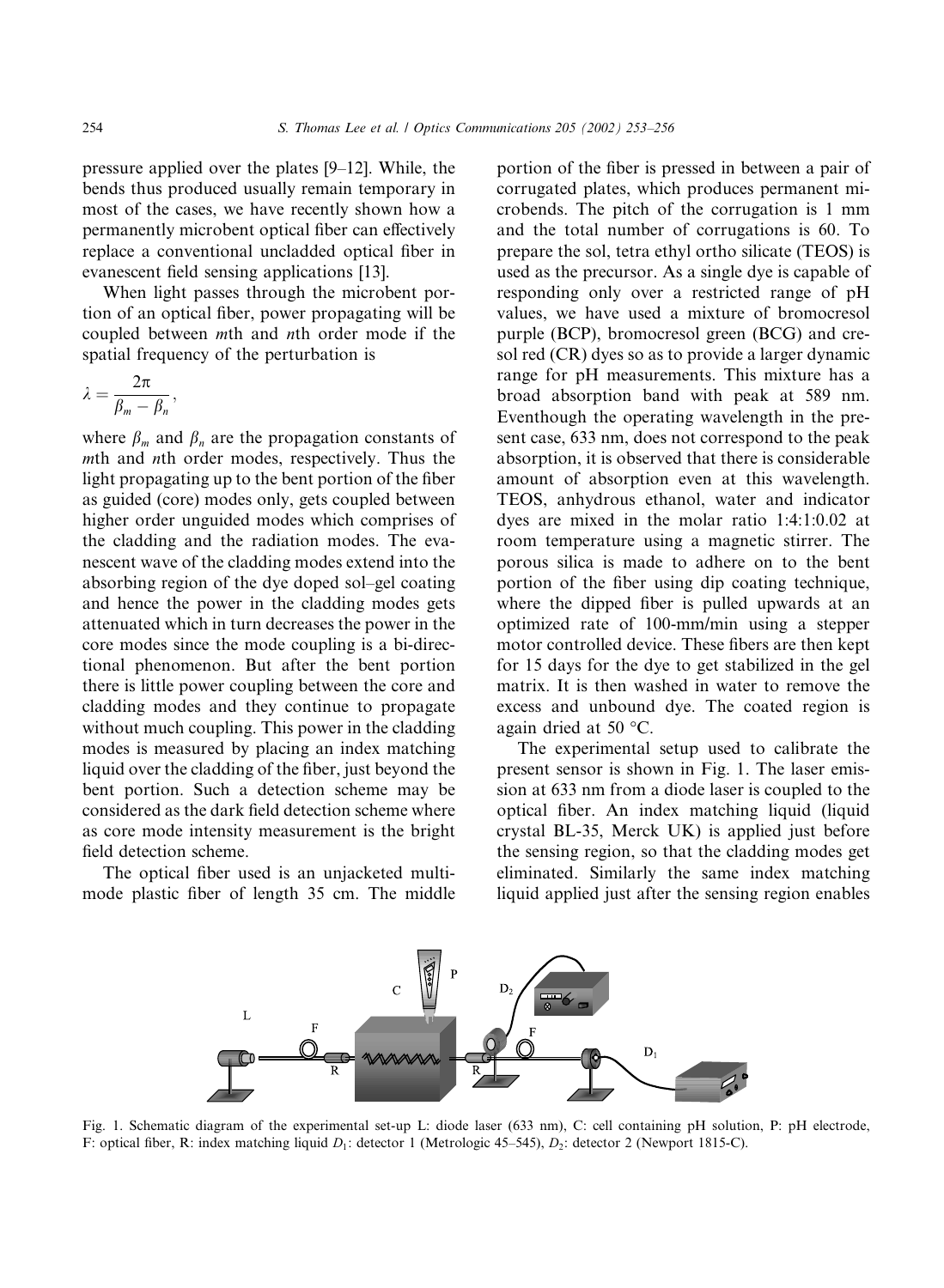pressure applied over the plates [9–12]. While, the bends thus produced usually remain temporary in most of the cases, we have recently shown how a permanently microbent optical fiber can effectively replace a conventional uncladded optical fiber in evanescent field sensing applications [13].

When light passes through the microbent portion of an optical fiber, power propagating will be coupled between $m$th and $n$th order mode if the spatial frequency of the perturbation is

$$\lambda = \frac{2\pi}{\beta_m - \beta_n},$$

where $\beta_m$ and $\beta_n$ are the propagation constants of $m$th and $n$th order modes, respectively. Thus the light propagating up to the bent portion of the fiber as guided (core) modes only, gets coupled between higher order unguided modes which comprises of the cladding and the radiation modes. The evanescent wave of the cladding modes extend into the absorbing region of the dye doped sol–gel coating and hence the power in the cladding modes gets attenuated which in turn decreases the power in the core modes since the mode coupling is a bi-directional phenomenon. But after the bent portion there is little power coupling between the core and cladding modes and they continue to propagate without much coupling. This power in the cladding modes is measured by placing an index matching liquid over the cladding of the fiber, just beyond the bent portion. Such a detection scheme may be considered as the dark field detection scheme where as core mode intensity measurement is the bright field detection scheme.

The optical fiber used is an unjacketed multimode plastic fiber of length 35 cm. The middle portion of the fiber is pressed in between a pair of corrugated plates, which produces permanent microbends. The pitch of the corrugation is 1 mm and the total number of corrugations is 60. To prepare the sol, tetra ethyl ortho silicate (TEOS) is used as the precursor. As a single dye is capable of responding only over a restricted range of pH values, we have used a mixture of bromocresol purple (BCP), bromocresol green (BCG) and cresol red (CR) dyes so as to provide a larger dynamic range for pH measurements. This mixture has a broad absorption band with peak at 589 nm. Eventhough the operating wavelength in the present case, 633 nm, does not correspond to the peak absorption, it is observed that there is considerable amount of absorption even at this wavelength. TEOS, anhydrous ethanol, water and indicator dyes are mixed in the molar ratio 1:4:1:0.02 at room temperature using a magnetic stirrer. The porous silica is made to adhere on to the bent portion of the fiber using dip coating technique, where the dipped fiber is pulled upwards at an optimized rate of 100-mm/min using a stepper motor controlled device. These fibers are then kept for 15 days for the dye to get stabilized in the gel matrix. It is then washed in water to remove the excess and unbound dye. The coated region is again dried at 50 °C.

The experimental setup used to calibrate the present sensor is shown in Fig. 1. The laser emission at 633 nm from a diode laser is coupled to the optical fiber. An index matching liquid (liquid crystal BL-35, Merck UK) is applied just before the sensing region, so that the cladding modes get eliminated. Similarly the same index matching liquid applied just after the sensing region enables

Fig. 1. Schematic diagram of the experimental set-up L: diode laser (633 nm), C: cell containing pH solution, P: pH electrode, F: optical fiber, R: index matching liquid $D_1$: detector 1 (Metrologic 45–545), $D_2$: detector 2 (Newport 1815-C).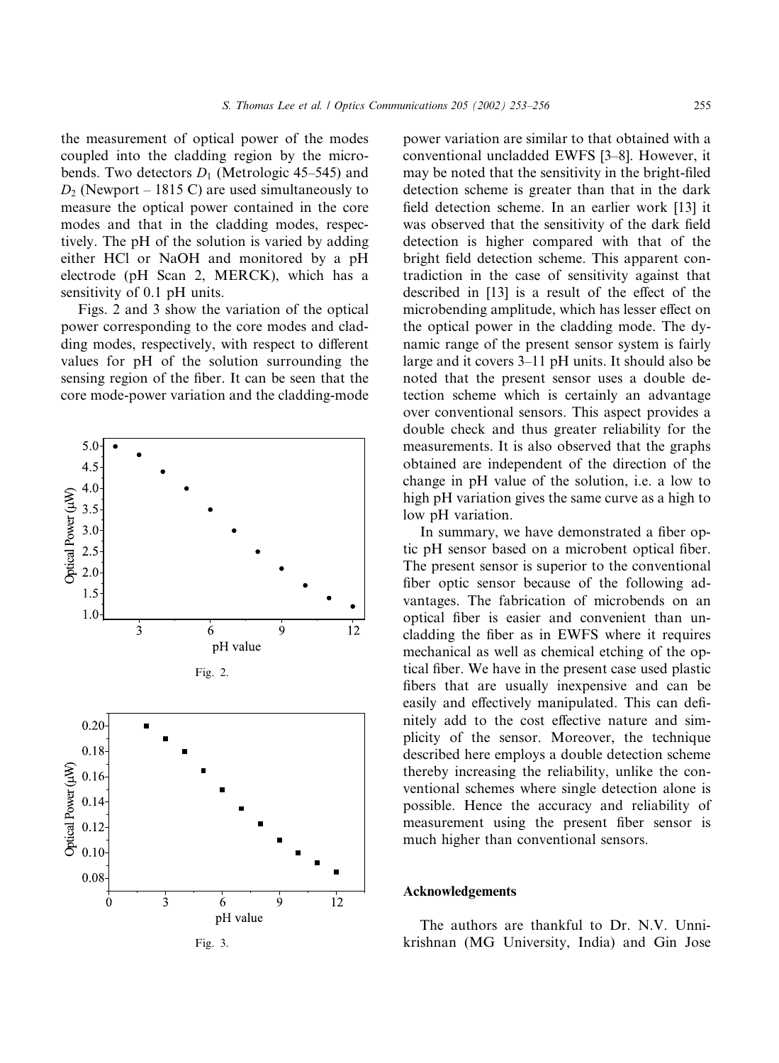the measurement of optical power of the modes coupled into the cladding region by the microbends. Two detectors $D_1$ (Metrologic 45–545) and $D_2$ (Newport – 1815 C) are used simultaneously to measure the optical power contained in the core modes and that in the cladding modes, respectively. The pH of the solution is varied by adding either HCl or NaOH and monitored by a pH electrode (pH Scan 2, MERCK), which has a sensitivity of 0.1 pH units.

Figs. 2 and 3 show the variation of the optical power corresponding to the core modes and cladding modes, respectively, with respect to different values for pH of the solution surrounding the sensing region of the fiber. It can be seen that the core mode-power variation and the cladding-mode power variation are similar to that obtained with a conventional uncladded EWFS [3–8]. However, it may be noted that the sensitivity in the bright-filed detection scheme is greater than that in the dark field detection scheme. In an earlier work [13] it was observed that the sensitivity of the dark field detection is higher compared with that of the bright field detection scheme. This apparent contradiction in the case of sensitivity against that described in [13] is a result of the effect of the microbending amplitude, which has lesser effect on the optical power in the cladding mode. The dynamic range of the present sensor system is fairly large and it covers 3–11 pH units. It should also be noted that the present sensor uses a double detection scheme which is certainly an advantage over conventional sensors. This aspect provides a double check and thus greater reliability for the measurements. It is also observed that the graphs obtained are independent of the direction of the change in pH value of the solution, i.e. a low to high pH variation gives the same curve as a high to low pH variation.

Fig. 2.

Fig. 3.

In summary, we have demonstrated a fiber optic pH sensor based on a microbent optical fiber. The present sensor is superior to the conventional fiber optic sensor because of the following advantages. The fabrication of microbends on an optical fiber is easier and convenient than uncladding the fiber as in EWFS where it requires mechanical as well as chemical etching of the optical fiber. We have in the present case used plastic fibers that are usually inexpensive and can be easily and effectively manipulated. This can definitely add to the cost effective nature and simplicity of the sensor. Moreover, the technique described here employs a double detection scheme thereby increasing the reliability, unlike the conventional schemes where single detection alone is possible. Hence the accuracy and reliability of measurement using the present fiber sensor is much higher than conventional sensors.

## Acknowledgements

The authors are thankful to Dr. N.V. Unnikrishnan (MG University, India) and Gin Jose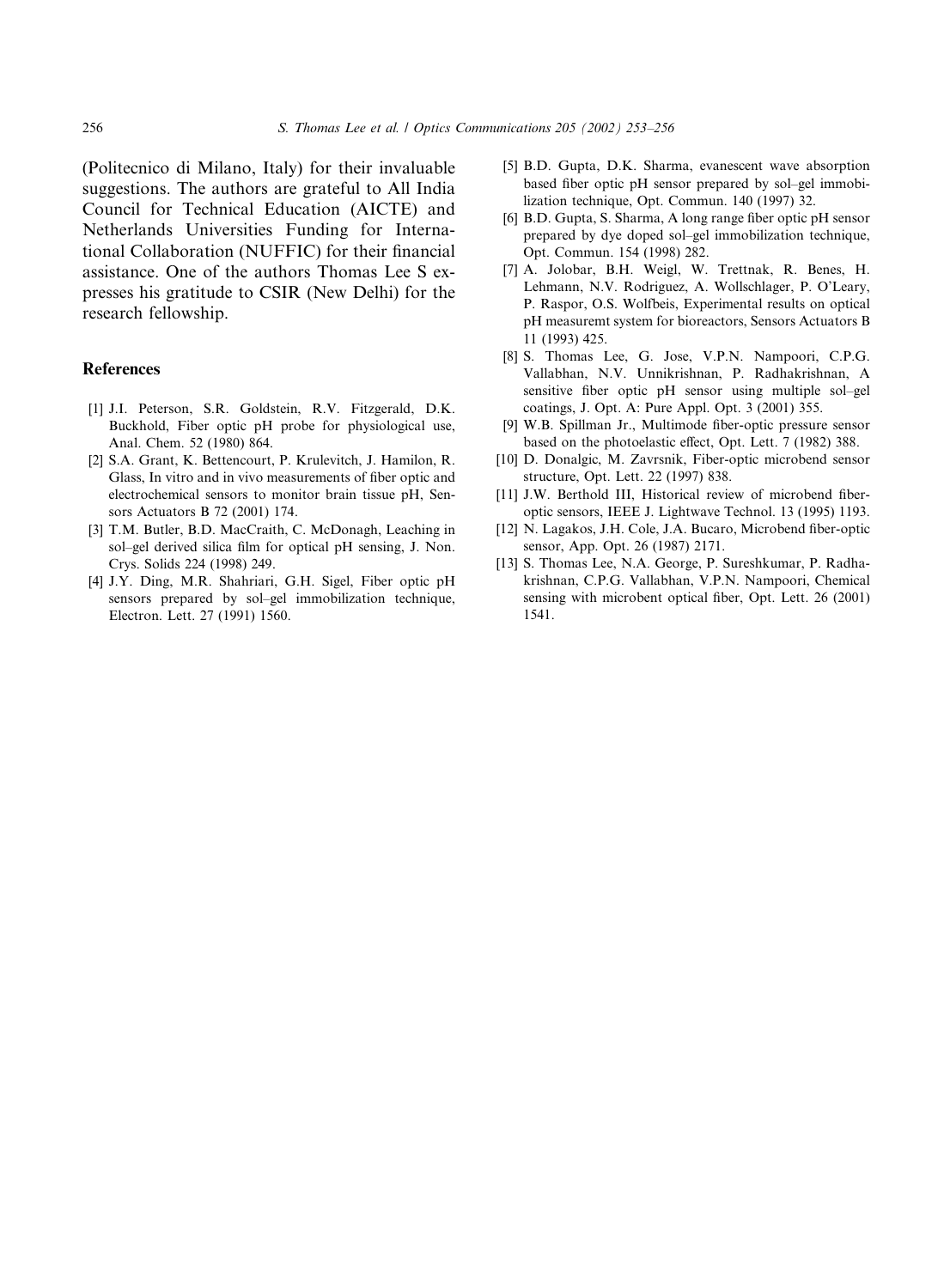(Politecnico di Milano, Italy) for their invaluable suggestions. The authors are grateful to All India Council for Technical Education (AICTE) and Netherlands Universities Funding for International Collaboration (NUFFIC) for their financial assistance. One of the authors Thomas Lee S expresses his gratitude to CSIR (New Delhi) for the research fellowship.

## References

[1] J.I. Peterson, S.R. Goldstein, R.V. Fitzgerald, D.K. Buckhold, Fiber optic pH probe for physiological use, Anal. Chem. 52 (1980) 864.

[2] S.A. Grant, K. Bettencourt, P. Krulevitch, J. Hamilon, R. Glass, In vitro and in vivo measurements of fiber optic and electrochemical sensors to monitor brain tissue pH, Sensors Actuators B 72 (2001) 174.

[3] T.M. Butler, B.D. MacCraith, C. McDonagh, Leaching in sol–gel derived silica film for optical pH sensing, J. Non. Crys. Solids 224 (1998) 249.

[4] J.Y. Ding, M.R. Shahriari, G.H. Sigel, Fiber optic pH sensors prepared by sol–gel immobilization technique, Electron. Lett. 27 (1991) 1560.

[5] B.D. Gupta, D.K. Sharma, evanescent wave absorption based fiber optic pH sensor prepared by sol–gel immobilization technique, Opt. Commun. 140 (1997) 32.

[6] B.D. Gupta, S. Sharma, A long range fiber optic pH sensor prepared by dye doped sol–gel immobilization technique, Opt. Commun. 154 (1998) 282.

[7] A. Jolobar, B.H. Weigl, W. Trettnak, R. Benes, H. Lehmann, N.V. Rodriguez, A. Wollschlager, P. O'Leary, P. Raspor, O.S. Wolfbeis, Experimental results on optical pH measuremt system for bioreactors, Sensors Actuators B 11 (1993) 425.

[8] S. Thomas Lee, G. Jose, V.P.N. Nampoori, C.P.G. Vallabhan, N.V. Unnikrishnan, P. Radhakrishnan, A sensitive fiber optic pH sensor using multiple sol–gel coatings, J. Opt. A: Pure Appl. Opt. 3 (2001) 355.

[9] W.B. Spillman Jr., Multimode fiber-optic pressure sensor based on the photoelastic effect, Opt. Lett. 7 (1982) 388.

[10] D. Donalgic, M. Zavrsnik, Fiber-optic microbend sensor structure, Opt. Lett. 22 (1997) 838.

[11] J.W. Berthold III, Historical review of microbend fiber-optic sensors, IEEE J. Lightwave Technol. 13 (1995) 1193.

[12] N. Lagakos, J.H. Cole, J.A. Bucaro, Microbend fiber-optic sensor, App. Opt. 26 (1987) 2171.

[13] S. Thomas Lee, N.A. George, P. Sureshkumar, P. Radhakrishnan, C.P.G. Vallabhan, V.P.N. Nampoori, Chemical sensing with microbent optical fiber, Opt. Lett. 26 (2001) 1541.